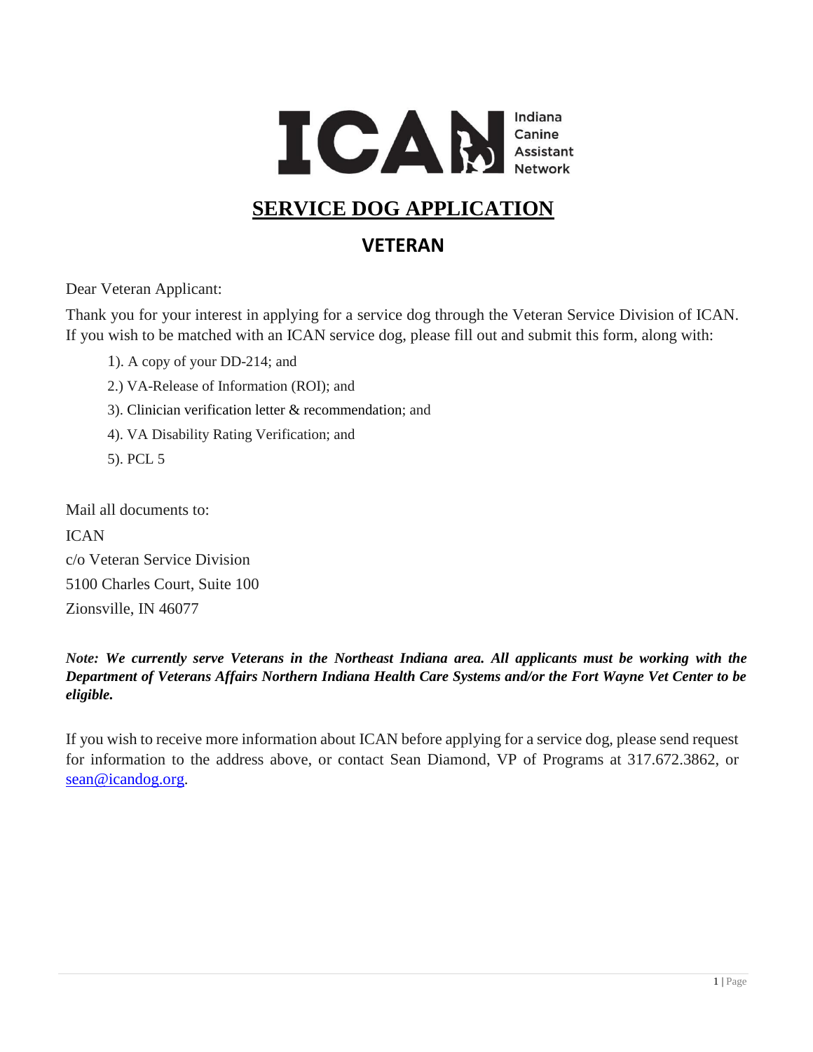ICAN Indiana Canine Assistant Network

# SERVICE DOG APPLICATION

## VETERAN

Dear Veteran Applicant:

Thank you for your interest in applying for a service dog through the Veteran Service Division of ICAN. If you wish to be matched with an ICAN service dog, please fill out and submit this form, along with:

1). A copy of your DD-214; and

2.) VA-Release of Information (ROI); and

3). Clinician verification letter & recommendation; and

4). VA Disability Rating Verification; and

5). PCL 5

Mail all documents to:

ICAN
c/o Veteran Service Division
5100 Charles Court, Suite 100
Zionsville, IN 46077

***Note: We currently serve Veterans in the Northeast Indiana area. All applicants must be working with the Department of Veterans Affairs Northern Indiana Health Care Systems and/or the Fort Wayne Vet Center to be eligible.***

If you wish to receive more information about ICAN before applying for a service dog, please send request for information to the address above, or contact Sean Diamond, VP of Programs at 317.672.3862, or sean@icandog.org.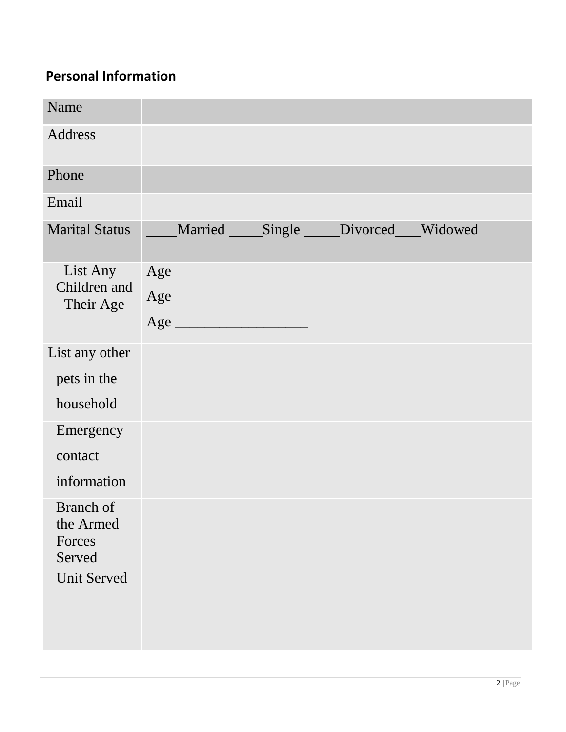## Personal Information

| Name | |
|---|---|
| Address | |
| Phone | |
| Email | |
| Marital Status | ____Married ____Single _____Divorced___Widowed |
| List Any Children and Their Age | Age__________________<br>Age__________________<br>Age __________________ |
| List any other pets in the household | |
| Emergency contact information | |
| Branch of the Armed Forces Served | |
| Unit Served | |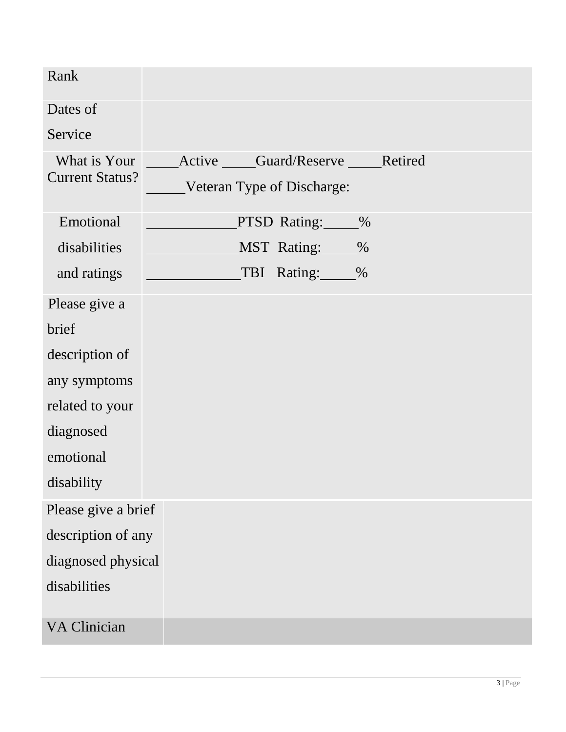| | |
|---|---|
| Rank | |
| Dates of Service | |
| What is Your Current Status? | ____Active ____Guard/Reserve ____Retired<br>_____Veteran Type of Discharge: |
| Emotional disabilities and ratings | ___________PTSD Rating:____%<br>___________MST Rating:____%<br>___________TBI Rating:____% |
| Please give a brief description of any symptoms related to your diagnosed emotional disability | |
| Please give a brief description of any diagnosed physical disabilities | |
| VA Clinician | |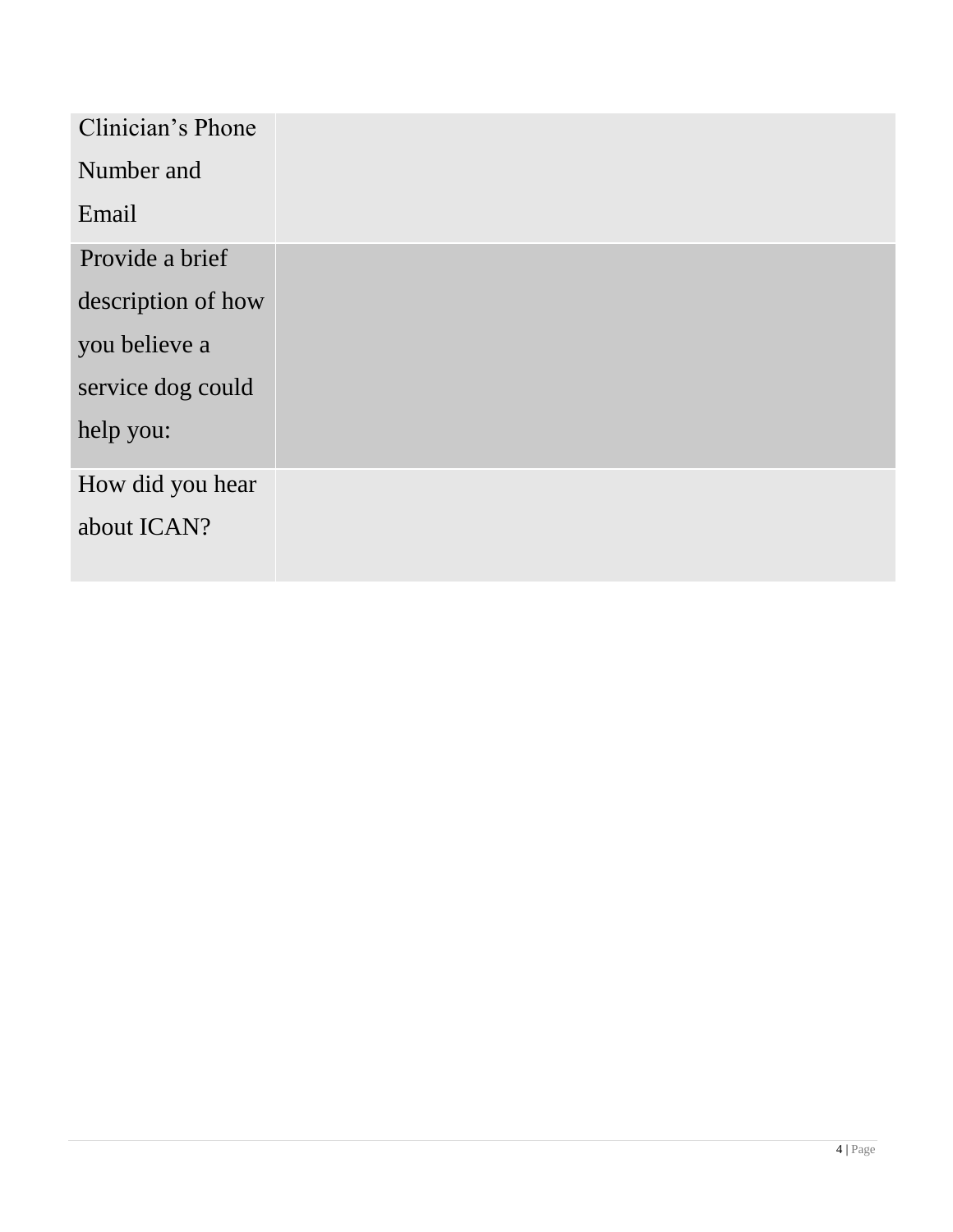| | |
|---|---|
| Clinician's Phone Number and Email | |
| Provide a brief description of how you believe a service dog could help you: | |
| How did you hear about ICAN? | |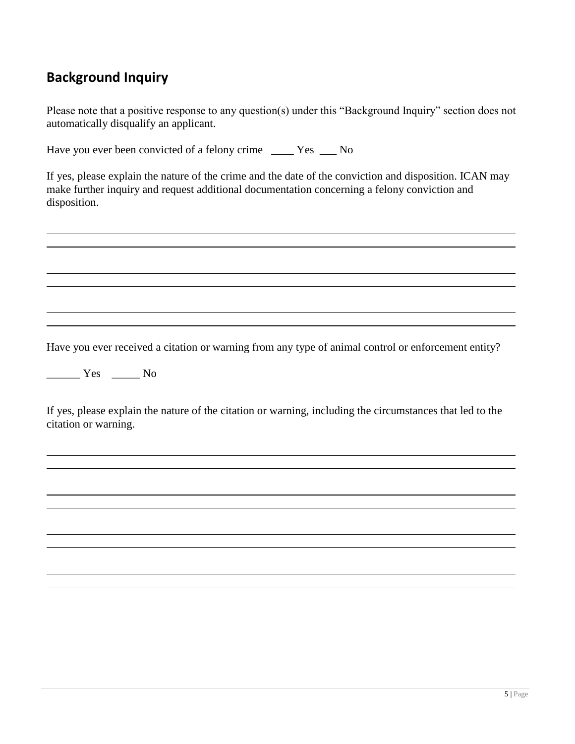## Background Inquiry

Please note that a positive response to any question(s) under this "Background Inquiry" section does not automatically disqualify an applicant.

Have you ever been convicted of a felony crime ____ Yes ___ No

If yes, please explain the nature of the crime and the date of the conviction and disposition. ICAN may make further inquiry and request additional documentation concerning a felony conviction and disposition.

Have you ever received a citation or warning from any type of animal control or enforcement entity?

______ Yes _____ No

If yes, please explain the nature of the citation or warning, including the circumstances that led to the citation or warning.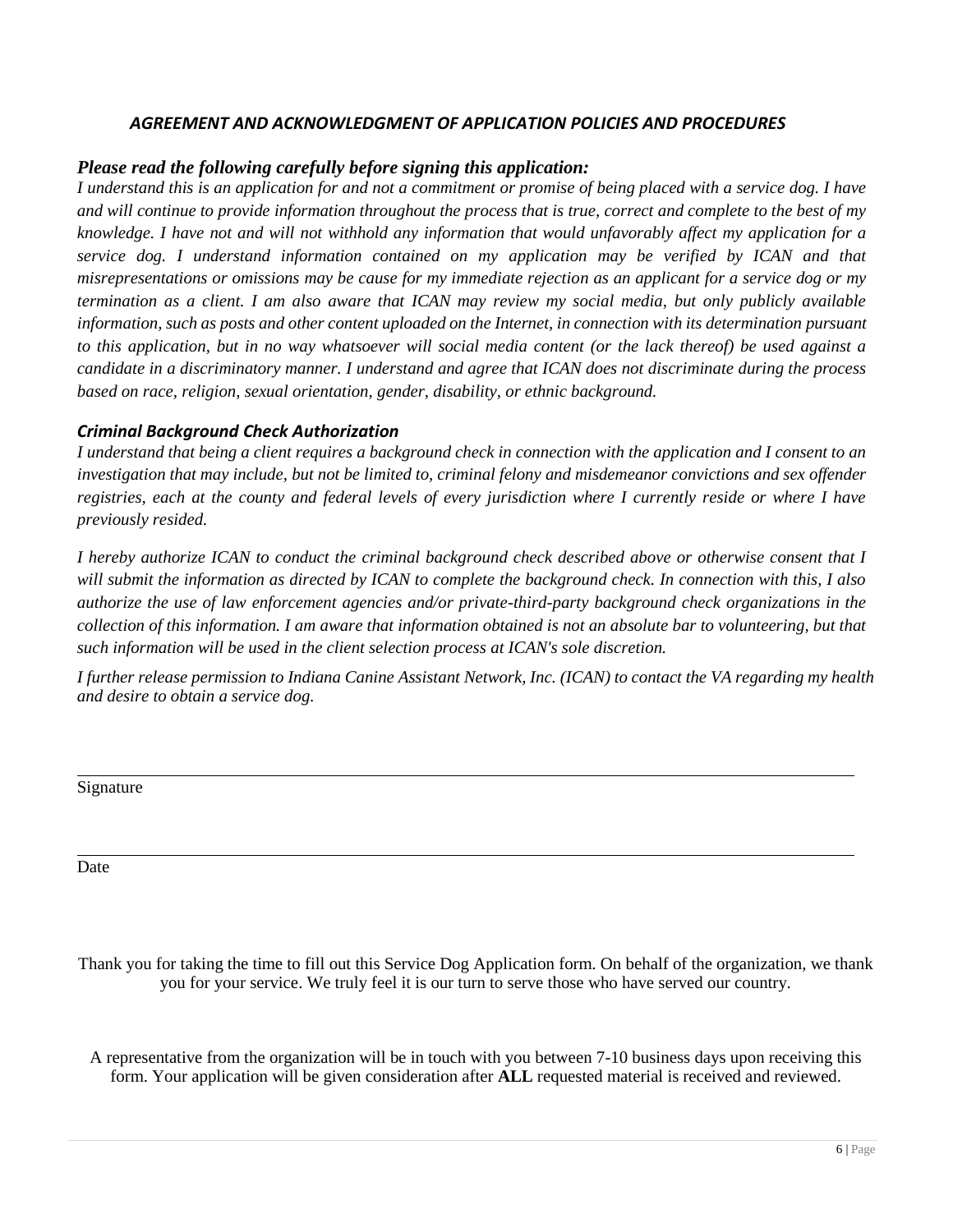## *AGREEMENT AND ACKNOWLEDGMENT OF APPLICATION POLICIES AND PROCEDURES*

### *Please read the following carefully before signing this application:*

*I understand this is an application for and not a commitment or promise of being placed with a service dog. I have and will continue to provide information throughout the process that is true, correct and complete to the best of my knowledge. I have not and will not withhold any information that would unfavorably affect my application for a service dog. I understand information contained on my application may be verified by ICAN and that misrepresentations or omissions may be cause for my immediate rejection as an applicant for a service dog or my termination as a client. I am also aware that ICAN may review my social media, but only publicly available information, such as posts and other content uploaded on the Internet, in connection with its determination pursuant to this application, but in no way whatsoever will social media content (or the lack thereof) be used against a candidate in a discriminatory manner. I understand and agree that ICAN does not discriminate during the process based on race, religion, sexual orientation, gender, disability, or ethnic background.*

### *Criminal Background Check Authorization*

*I understand that being a client requires a background check in connection with the application and I consent to an investigation that may include, but not be limited to, criminal felony and misdemeanor convictions and sex offender registries, each at the county and federal levels of every jurisdiction where I currently reside or where I have previously resided.*

*I hereby authorize ICAN to conduct the criminal background check described above or otherwise consent that I will submit the information as directed by ICAN to complete the background check. In connection with this, I also authorize the use of law enforcement agencies and/or private-third-party background check organizations in the collection of this information. I am aware that information obtained is not an absolute bar to volunteering, but that such information will be used in the client selection process at ICAN's sole discretion.*

*I further release permission to Indiana Canine Assistant Network, Inc. (ICAN) to contact the VA regarding my health and desire to obtain a service dog.*

\_\_\_\_\_\_\_\_\_\_\_\_\_\_\_\_\_\_\_\_\_\_\_\_\_\_\_\_\_\_\_\_\_\_\_\_\_\_\_\_\_\_\_\_\_\_\_\_

Signature

\_\_\_\_\_\_\_\_\_\_\_\_\_\_\_\_\_\_\_\_\_\_\_\_\_\_\_\_\_\_\_\_\_\_\_\_\_\_\_\_\_\_\_\_\_\_\_\_

Date

Thank you for taking the time to fill out this Service Dog Application form. On behalf of the organization, we thank you for your service. We truly feel it is our turn to serve those who have served our country.

A representative from the organization will be in touch with you between 7-10 business days upon receiving this form. Your application will be given consideration after **ALL** requested material is received and reviewed.